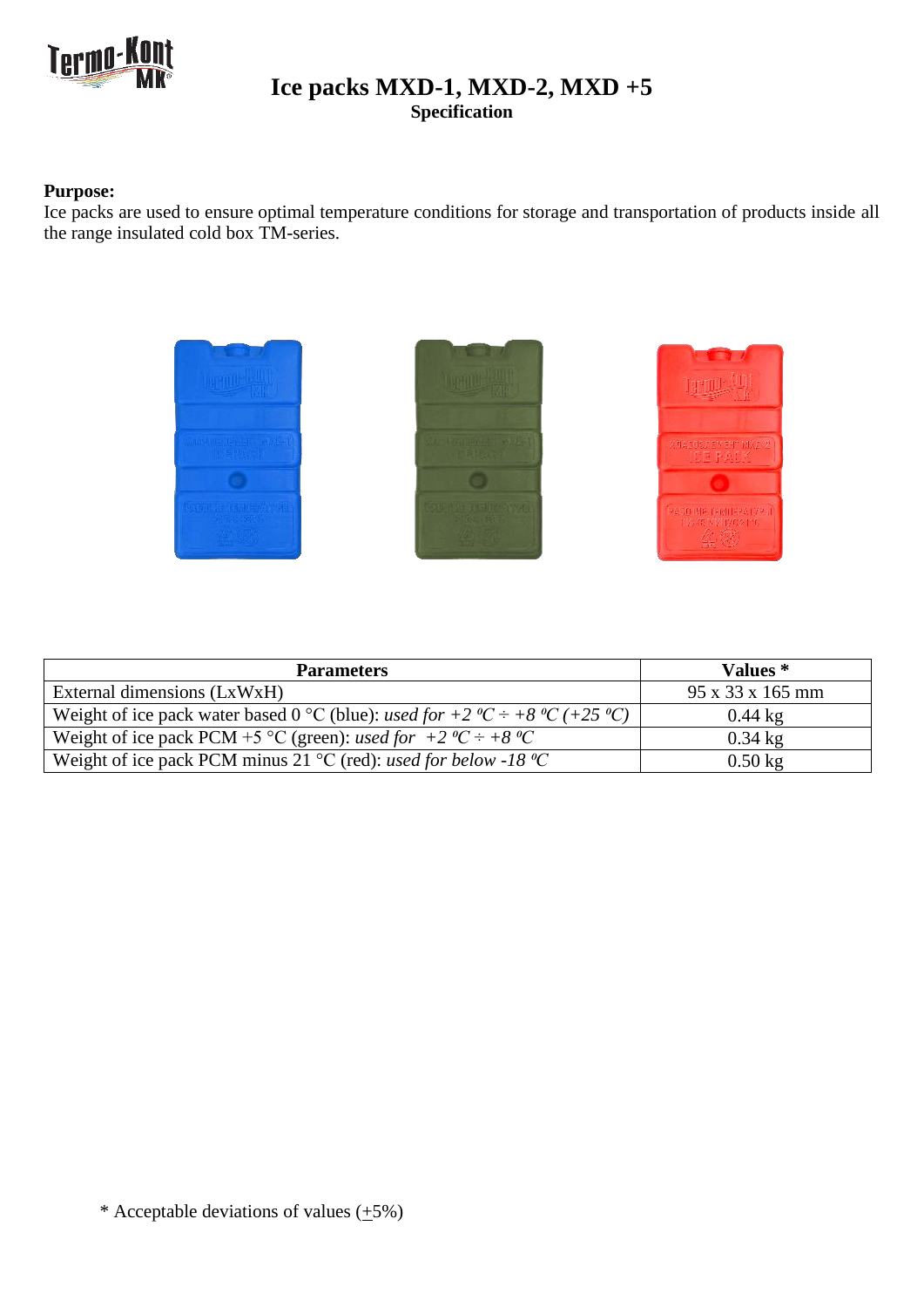# Ice packs MXD-1, MXD-2, MXD +5

**Specification**

**Purpose:**
Ice packs are used to ensure optimal temperature conditions for storage and transportation of products inside all the range insulated cold box TM-series.

| Parameters | Values * |
|---|---|
| External dimensions (LxWxH) | 95 x 33 x 165 mm |
| Weight of ice pack water based 0 °C (blue): *used for +2 ºC ÷ +8 ºC (+25 ºC)* | 0.44 kg |
| Weight of ice pack PCM +5 °C (green): *used for +2 ºC ÷ +8 ºC* | 0.34 kg |
| Weight of ice pack PCM minus 21 °C (red): *used for below -18 ºC* | 0.50 kg |

\* Acceptable deviations of values (±5%)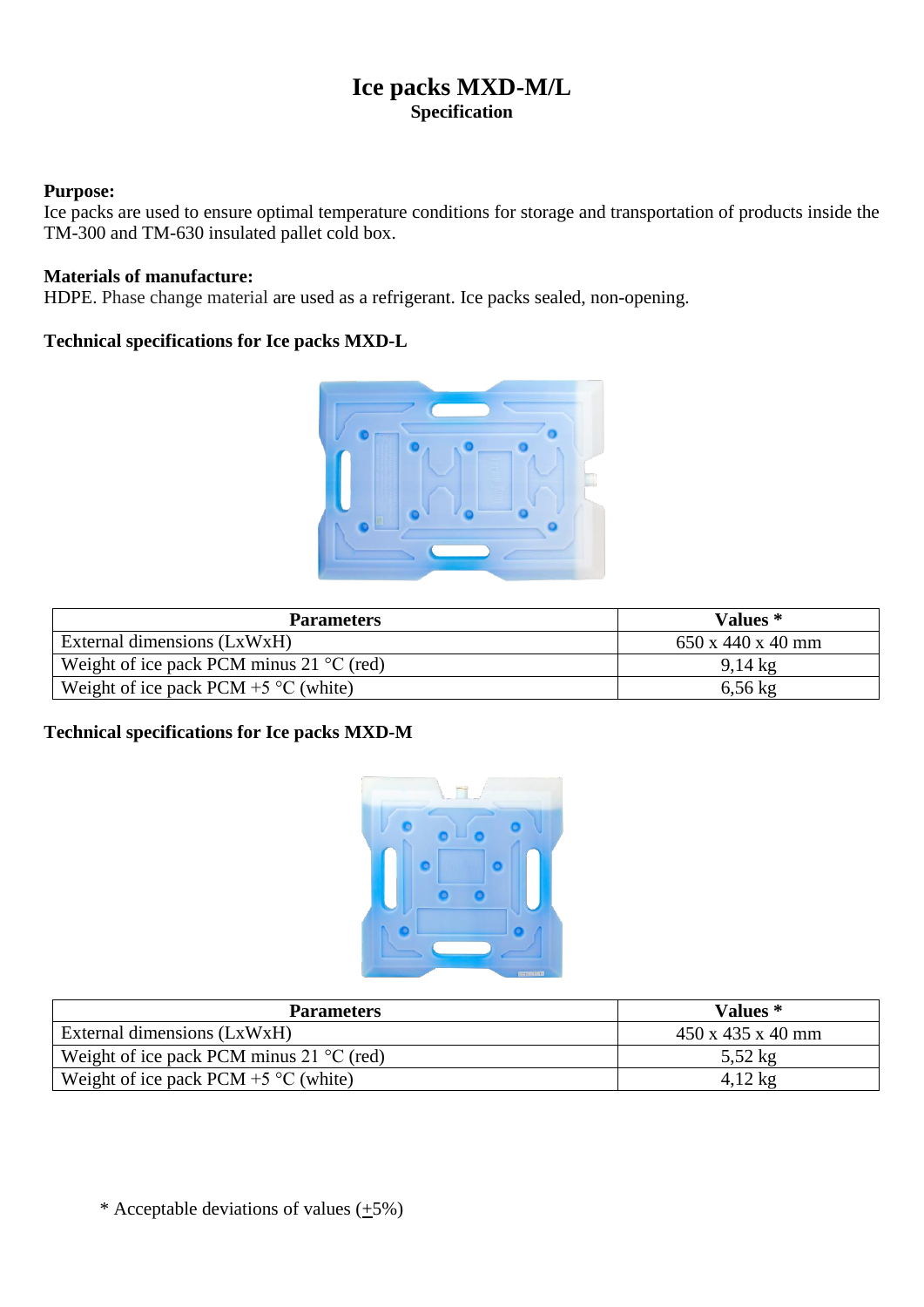# Ice packs MXD-M/L

**Specification**

**Purpose:**
Ice packs are used to ensure optimal temperature conditions for storage and transportation of products inside the TM-300 and TM-630 insulated pallet cold box.

**Materials of manufacture:**
HDPE. Phase change material are used as a refrigerant. Ice packs sealed, non-opening.

**Technical specifications for Ice packs MXD-L**

| Parameters | Values * |
| --- | --- |
| External dimensions (LxWxH) | 650 x 440 x 40 mm |
| Weight of ice pack PCM minus 21 °C (red) | 9,14 kg |
| Weight of ice pack PCM +5 °C (white) | 6,56 kg |

**Technical specifications for Ice packs MXD-M**

| Parameters | Values * |
| --- | --- |
| External dimensions (LxWxH) | 450 x 435 x 40 mm |
| Weight of ice pack PCM minus 21 °C (red) | 5,52 kg |
| Weight of ice pack PCM +5 °C (white) | 4,12 kg |

* Acceptable deviations of values (±5%)